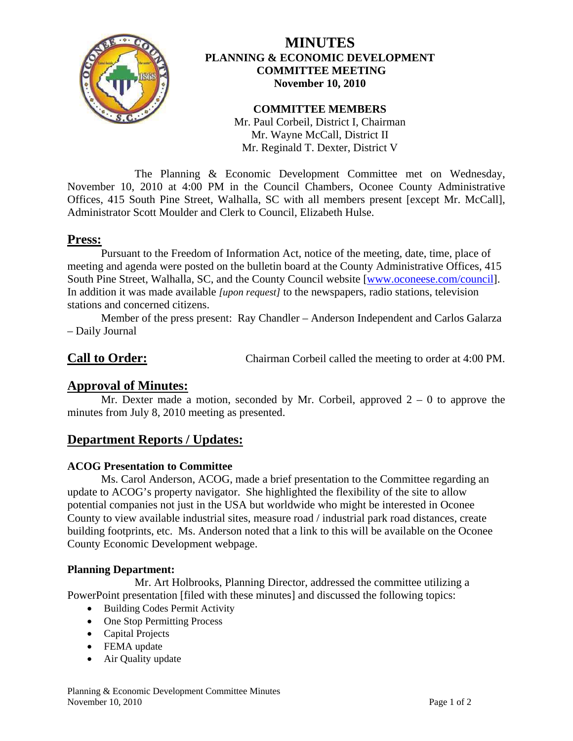# MINUTES
## PLANNING & ECONOMIC DEVELOPMENT COMMITTEE MEETING
**November 10, 2010**

**COMMITTEE MEMBERS**
Mr. Paul Corbeil, District I, Chairman
Mr. Wayne McCall, District II
Mr. Reginald T. Dexter, District V

The Planning & Economic Development Committee met on Wednesday, November 10, 2010 at 4:00 PM in the Council Chambers, Oconee County Administrative Offices, 415 South Pine Street, Walhalla, SC with all members present [except Mr. McCall], Administrator Scott Moulder and Clerk to Council, Elizabeth Hulse.

## Press:

Pursuant to the Freedom of Information Act, notice of the meeting, date, time, place of meeting and agenda were posted on the bulletin board at the County Administrative Offices, 415 South Pine Street, Walhalla, SC, and the County Council website [www.oconeese.com/council]. In addition it was made available *[upon request]* to the newspapers, radio stations, television stations and concerned citizens.

Member of the press present: Ray Chandler – Anderson Independent and Carlos Galarza – Daily Journal

## Call to Order:

Chairman Corbeil called the meeting to order at 4:00 PM.

## Approval of Minutes:

Mr. Dexter made a motion, seconded by Mr. Corbeil, approved 2 – 0 to approve the minutes from July 8, 2010 meeting as presented.

## Department Reports / Updates:

**ACOG Presentation to Committee**

Ms. Carol Anderson, ACOG, made a brief presentation to the Committee regarding an update to ACOG's property navigator. She highlighted the flexibility of the site to allow potential companies not just in the USA but worldwide who might be interested in Oconee County to view available industrial sites, measure road / industrial park road distances, create building footprints, etc. Ms. Anderson noted that a link to this will be available on the Oconee County Economic Development webpage.

**Planning Department:**

Mr. Art Holbrooks, Planning Director, addressed the committee utilizing a PowerPoint presentation [filed with these minutes] and discussed the following topics:

- Building Codes Permit Activity
- One Stop Permitting Process
- Capital Projects
- FEMA update
- Air Quality update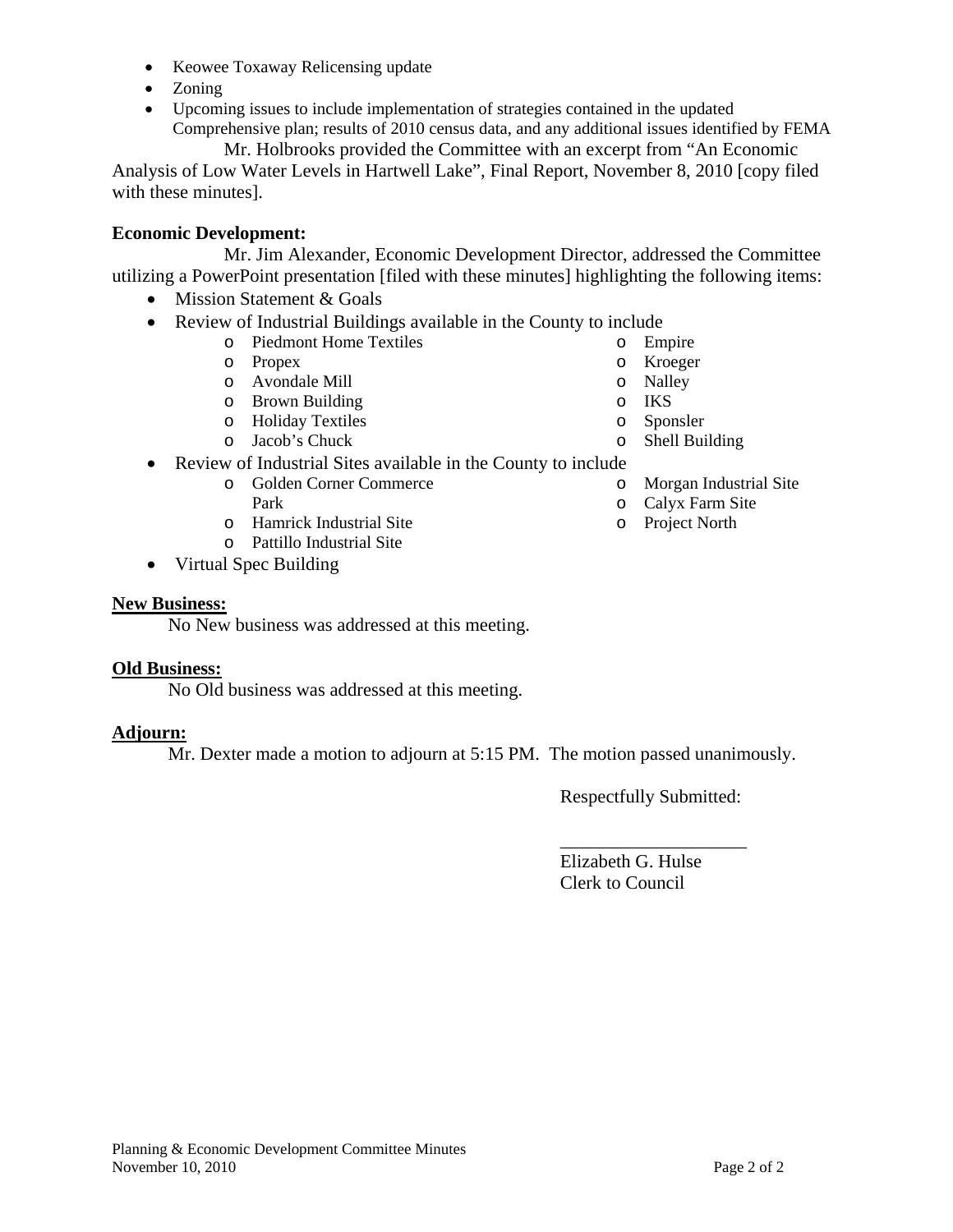- Keowee Toxaway Relicensing update
- Zoning
- Upcoming issues to include implementation of strategies contained in the updated Comprehensive plan; results of 2010 census data, and any additional issues identified by FEMA

Mr. Holbrooks provided the Committee with an excerpt from "An Economic Analysis of Low Water Levels in Hartwell Lake", Final Report, November 8, 2010 [copy filed with these minutes].

**Economic Development:**

Mr. Jim Alexander, Economic Development Director, addressed the Committee utilizing a PowerPoint presentation [filed with these minutes] highlighting the following items:

- Mission Statement & Goals
- Review of Industrial Buildings available in the County to include
  - Piedmont Home Textiles
  - Propex
  - Avondale Mill
  - Brown Building
  - Holiday Textiles
  - Jacob's Chuck
  - Empire
  - Kroeger
  - Nalley
  - IKS
  - Sponsler
  - Shell Building
- Review of Industrial Sites available in the County to include
  - Golden Corner Commerce Park
  - Hamrick Industrial Site
  - Pattillo Industrial Site
  - Morgan Industrial Site
  - Calyx Farm Site
  - Project North
- Virtual Spec Building

**New Business:**

No New business was addressed at this meeting.

**Old Business:**

No Old business was addressed at this meeting.

**Adjourn:**

Mr. Dexter made a motion to adjourn at 5:15 PM. The motion passed unanimously.

Respectfully Submitted:

____________________

Elizabeth G. Hulse
Clerk to Council

Planning & Economic Development Committee Minutes
November 10, 2010